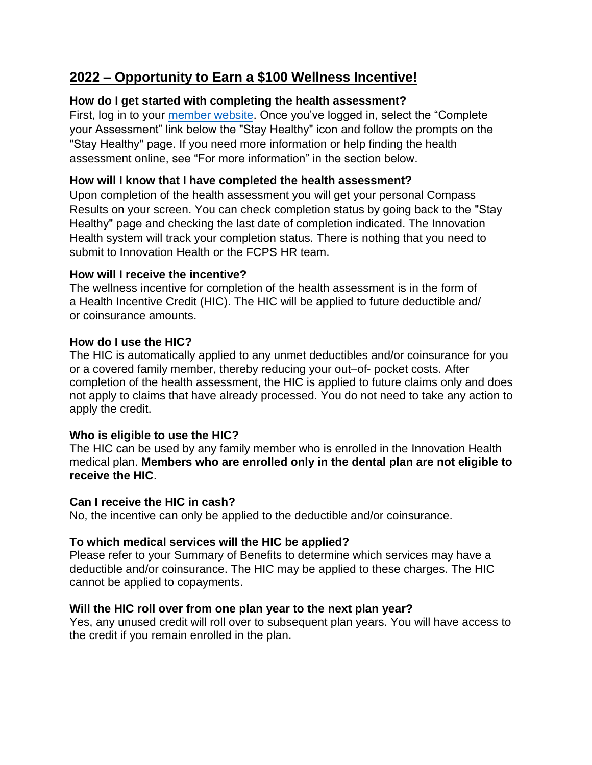## 2022 – Opportunity to Earn a $100 Wellness Incentive!

**How do I get started with completing the health assessment?**
First, log in to your member website. Once you've logged in, select the "Complete your Assessment" link below the "Stay Healthy" icon and follow the prompts on the "Stay Healthy" page. If you need more information or help finding the health assessment online, see "For more information" in the section below.

**How will I know that I have completed the health assessment?**
Upon completion of the health assessment you will get your personal Compass Results on your screen. You can check completion status by going back to the "Stay Healthy" page and checking the last date of completion indicated. The Innovation Health system will track your completion status. There is nothing that you need to submit to Innovation Health or the FCPS HR team.

**How will I receive the incentive?**
The wellness incentive for completion of the health assessment is in the form of a Health Incentive Credit (HIC). The HIC will be applied to future deductible and/ or coinsurance amounts.

**How do I use the HIC?**
The HIC is automatically applied to any unmet deductibles and/or coinsurance for you or a covered family member, thereby reducing your out–of- pocket costs. After completion of the health assessment, the HIC is applied to future claims only and does not apply to claims that have already processed. You do not need to take any action to apply the credit.

**Who is eligible to use the HIC?**
The HIC can be used by any family member who is enrolled in the Innovation Health medical plan. **Members who are enrolled only in the dental plan are not eligible to receive the HIC**.

**Can I receive the HIC in cash?**
No, the incentive can only be applied to the deductible and/or coinsurance.

**To which medical services will the HIC be applied?**
Please refer to your Summary of Benefits to determine which services may have a deductible and/or coinsurance. The HIC may be applied to these charges. The HIC cannot be applied to copayments.

**Will the HIC roll over from one plan year to the next plan year?**
Yes, any unused credit will roll over to subsequent plan years. You will have access to the credit if you remain enrolled in the plan.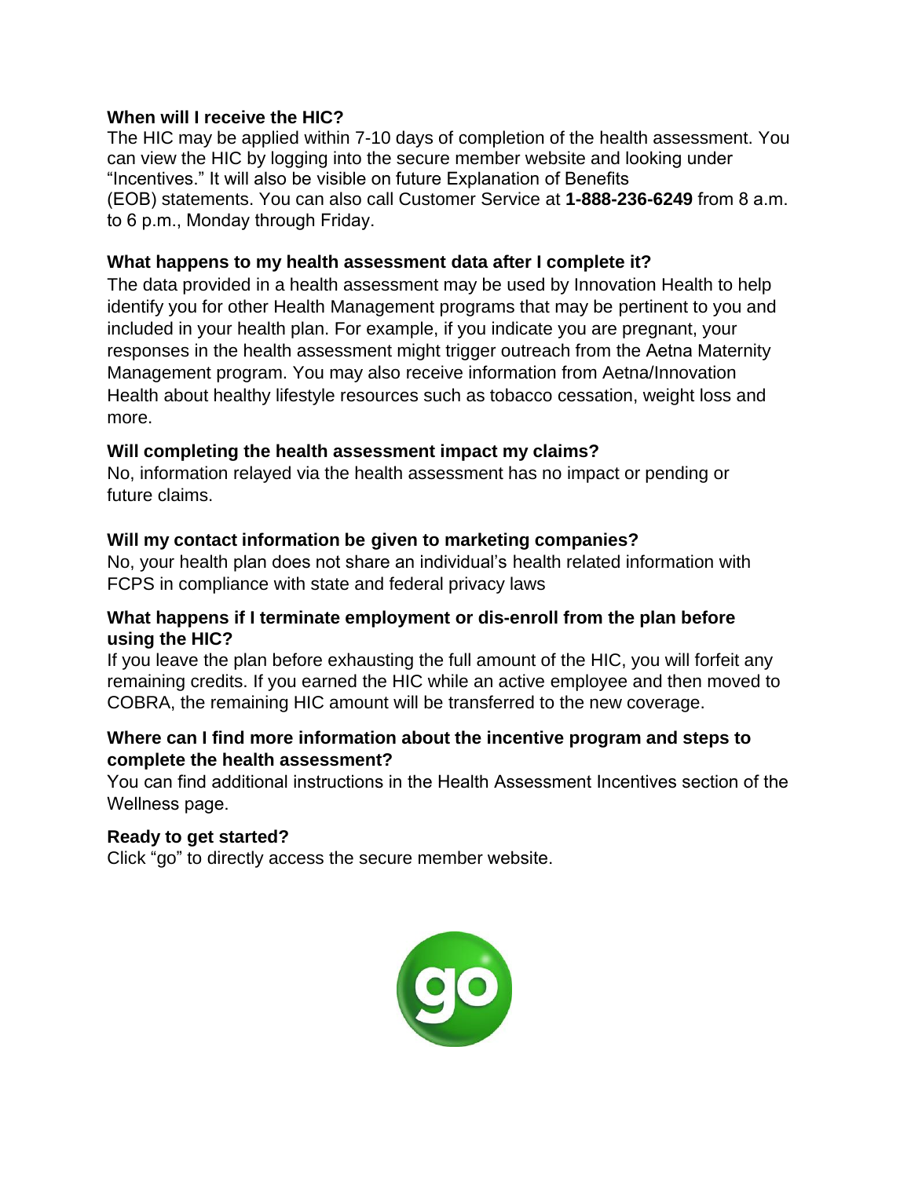**When will I receive the HIC?**

The HIC may be applied within 7-10 days of completion of the health assessment. You can view the HIC by logging into the secure member website and looking under "Incentives." It will also be visible on future Explanation of Benefits (EOB) statements. You can also call Customer Service at **1-888-236-6249** from 8 a.m. to 6 p.m., Monday through Friday.

**What happens to my health assessment data after I complete it?**

The data provided in a health assessment may be used by Innovation Health to help identify you for other Health Management programs that may be pertinent to you and included in your health plan. For example, if you indicate you are pregnant, your responses in the health assessment might trigger outreach from the Aetna Maternity Management program. You may also receive information from Aetna/Innovation Health about healthy lifestyle resources such as tobacco cessation, weight loss and more.

**Will completing the health assessment impact my claims?**

No, information relayed via the health assessment has no impact or pending or future claims.

**Will my contact information be given to marketing companies?**

No, your health plan does not share an individual's health related information with FCPS in compliance with state and federal privacy laws

**What happens if I terminate employment or dis-enroll from the plan before using the HIC?**

If you leave the plan before exhausting the full amount of the HIC, you will forfeit any remaining credits. If you earned the HIC while an active employee and then moved to COBRA, the remaining HIC amount will be transferred to the new coverage.

**Where can I find more information about the incentive program and steps to complete the health assessment?**

You can find additional instructions in the Health Assessment Incentives section of the Wellness page.

**Ready to get started?**

Click "go" to directly access the secure member website.

go